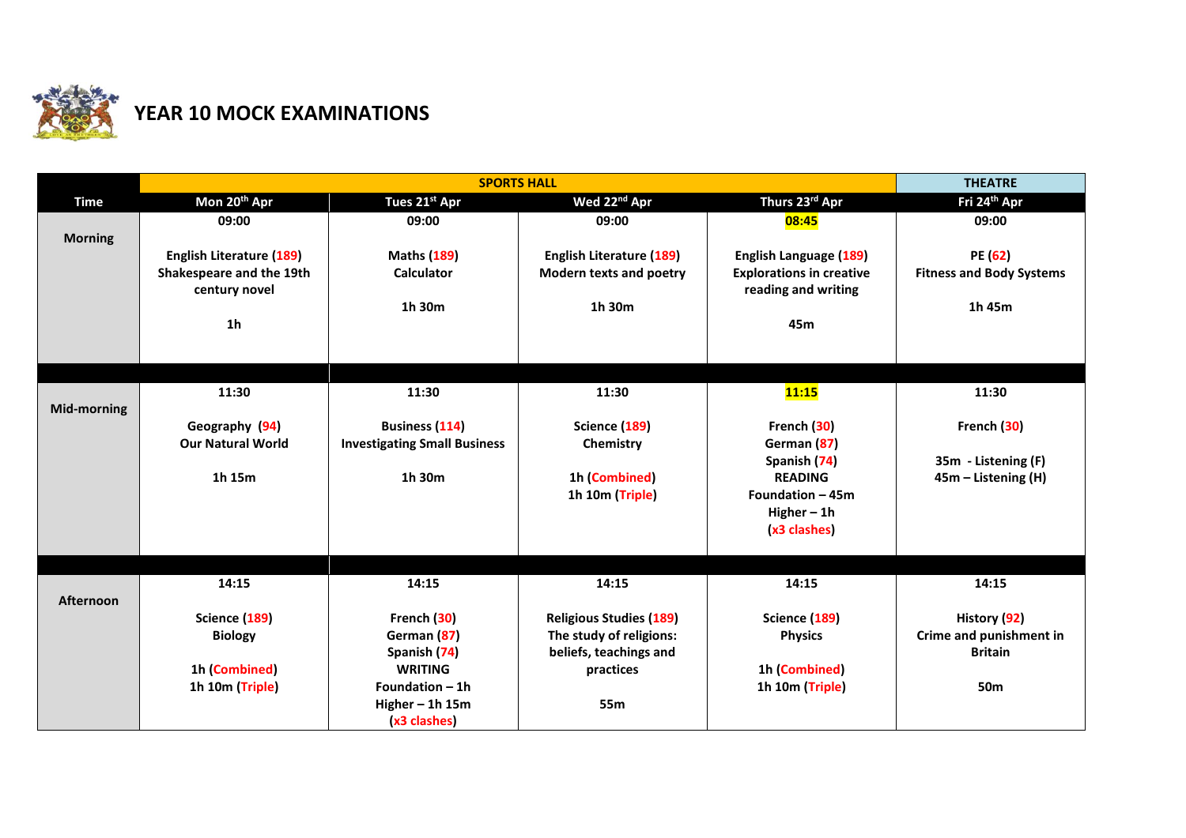# YEAR 10 MOCK EXAMINATIONS

| | SPORTS HALL | | | | THEATRE |
|---|---|---|---|---|---|
| **Time** | **Mon 20th Apr** | **Tues 21st Apr** | **Wed 22nd Apr** | **Thurs 23rd Apr** | **Fri 24th Apr** |
| **Morning** | 09:00<br><br>**English Literature (189)**<br>**Shakespeare and the 19th century novel**<br><br>**1h** | 09:00<br><br>**Maths (189)**<br>**Calculator**<br><br>**1h 30m** | 09:00<br><br>**English Literature (189)**<br>**Modern texts and poetry**<br><br>**1h 30m** | 08:45<br><br>**English Language (189)**<br>**Explorations in creative reading and writing**<br><br>**45m** | 09:00<br><br>**PE (62)**<br>**Fitness and Body Systems**<br><br>**1h 45m** |
| **Mid-morning** | 11:30<br><br>**Geography (94)**<br>**Our Natural World**<br><br>**1h 15m** | 11:30<br><br>**Business (114)**<br>**Investigating Small Business**<br><br>**1h 30m** | 11:30<br><br>**Science (189)**<br>**Chemistry**<br><br>**1h (Combined)**<br>**1h 10m (Triple)** | 11:15<br><br>**French (30)**<br>**German (87)**<br>**Spanish (74)**<br>**READING**<br>**Foundation – 45m**<br>**Higher – 1h**<br>**(x3 clashes)** | 11:30<br><br>**French (30)**<br><br>**35m - Listening (F)**<br>**45m – Listening (H)** |
| **Afternoon** | 14:15<br><br>**Science (189)**<br>**Biology**<br><br>**1h (Combined)**<br>**1h 10m (Triple)** | 14:15<br><br>**French (30)**<br>**German (87)**<br>**Spanish (74)**<br>**WRITING**<br>**Foundation – 1h**<br>**Higher – 1h 15m**<br>**(x3 clashes)** | 14:15<br><br>**Religious Studies (189)**<br>**The study of religions: beliefs, teachings and practices**<br><br>**55m** | 14:15<br><br>**Science (189)**<br>**Physics**<br><br>**1h (Combined)**<br>**1h 10m (Triple)** | 14:15<br><br>**History (92)**<br>**Crime and punishment in Britain**<br><br>**50m** |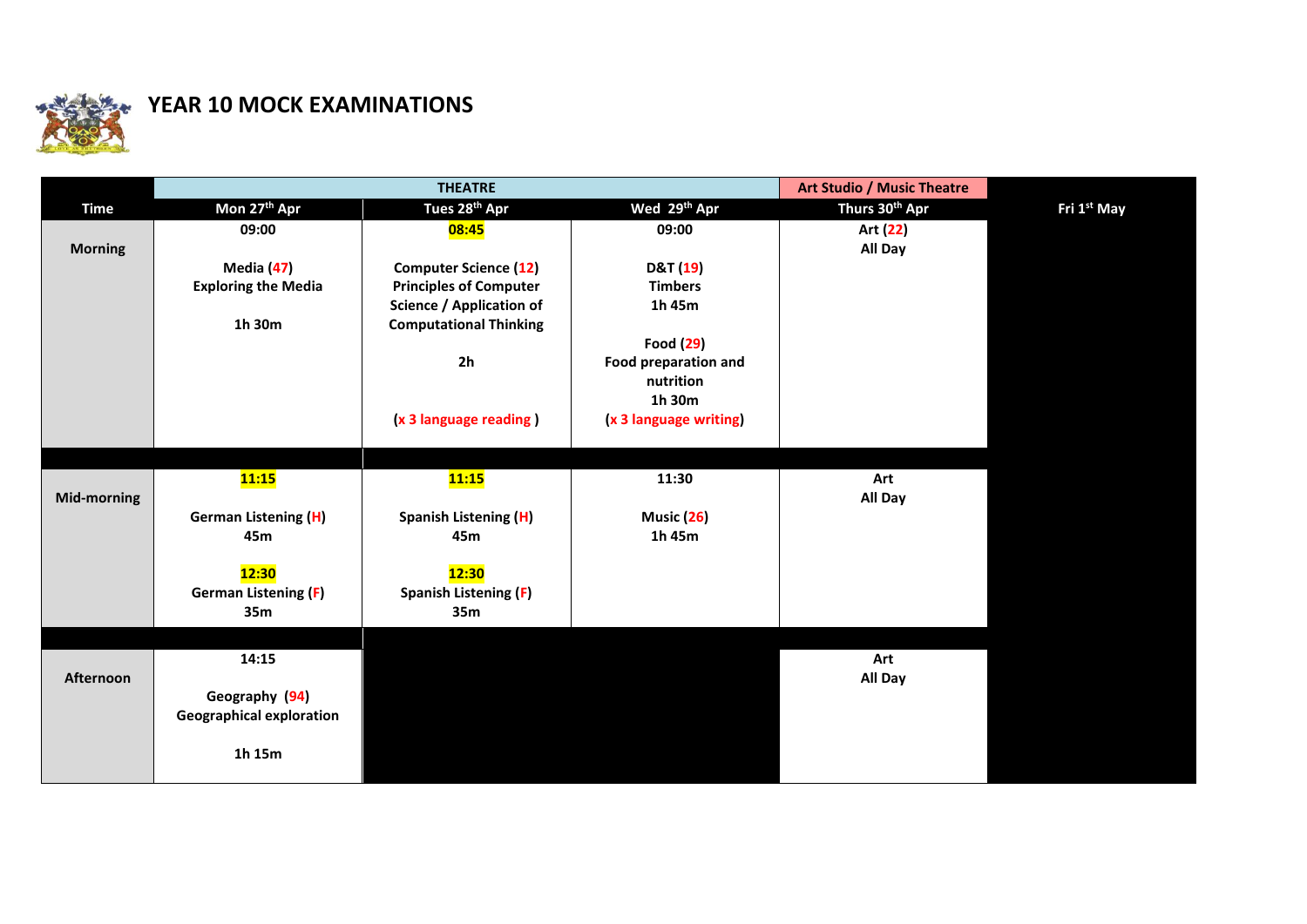# YEAR 10 MOCK EXAMINATIONS

| | THEATRE | | | Art Studio / Music Theatre | |
|---|---|---|---|---|---|
| **Time** | **Mon 27th Apr** | **Tues 28th Apr** | **Wed 29th Apr** | **Thurs 30th Apr** | **Fri 1st May** |
| **Morning** | 09:00<br><br>Media (47)<br>Exploring the Media<br><br>1h 30m | 08:45<br><br>Computer Science (12)<br>Principles of Computer Science / Application of Computational Thinking<br><br>2h<br><br>(x 3 language reading ) | 09:00<br><br>D&T (19)<br>Timbers<br>1h 45m<br><br>Food (29)<br>Food preparation and nutrition<br>1h 30m<br>(x 3 language writing) | Art (22)<br>All Day | |
| **Mid-morning** | 11:15<br><br>German Listening (H)<br>45m<br><br>12:30<br>German Listening (F)<br>35m | 11:15<br><br>Spanish Listening (H)<br>45m<br><br>12:30<br>Spanish Listening (F)<br>35m | 11:30<br><br>Music (26)<br>1h 45m | Art<br>All Day | |
| **Afternoon** | 14:15<br><br>Geography (94)<br>Geographical exploration<br><br>1h 15m | | | Art<br>All Day | |